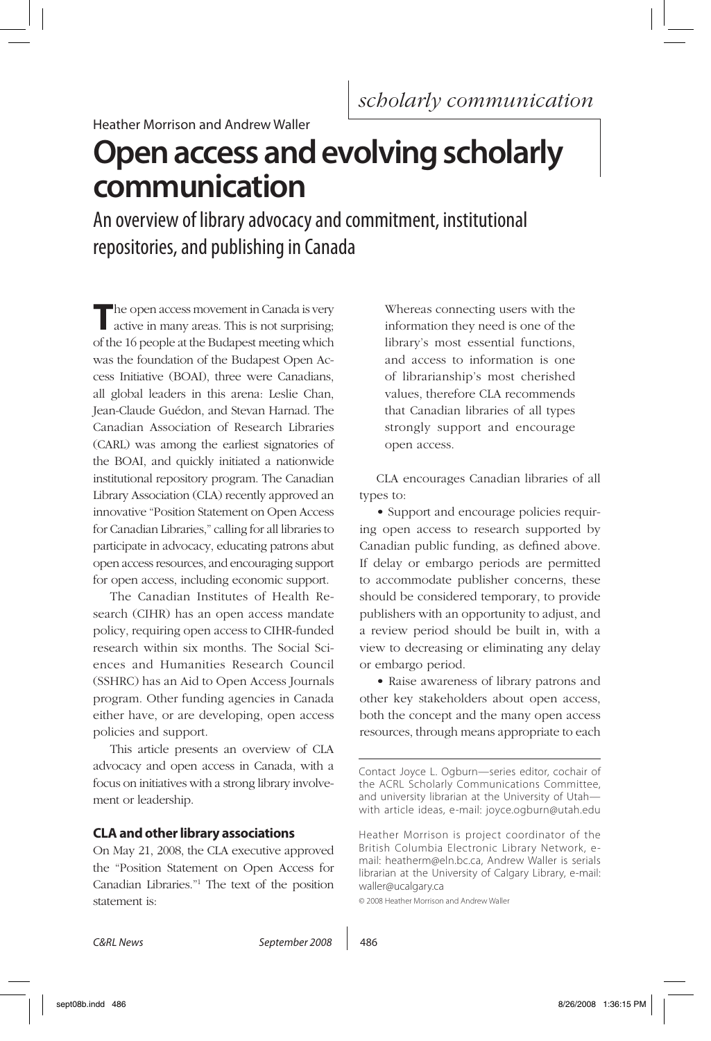*scholarly communication*

Heather Morrison and Andrew Waller

# Open access and evolving scholarly communication

## An overview of library advocacy and commitment, institutional repositories, and publishing in Canada

The open access movement in Canada is very active in many areas. This is not surprising; of the 16 people at the Budapest meeting which was the foundation of the Budapest Open Access Initiative (BOAI), three were Canadians, all global leaders in this arena: Leslie Chan, Jean-Claude Guédon, and Stevan Harnad. The Canadian Association of Research Libraries (CARL) was among the earliest signatories of the BOAI, and quickly initiated a nationwide institutional repository program. The Canadian Library Association (CLA) recently approved an innovative "Position Statement on Open Access for Canadian Libraries," calling for all libraries to participate in advocacy, educating patrons abut open access resources, and encouraging support for open access, including economic support.

The Canadian Institutes of Health Research (CIHR) has an open access mandate policy, requiring open access to CIHR-funded research within six months. The Social Sciences and Humanities Research Council (SSHRC) has an Aid to Open Access Journals program. Other funding agencies in Canada either have, or are developing, open access policies and support.

This article presents an overview of CLA advocacy and open access in Canada, with a focus on initiatives with a strong library involvement or leadership.

### CLA and other library associations

On May 21, 2008, the CLA executive approved the "Position Statement on Open Access for Canadian Libraries."[1] The text of the position statement is:

> Whereas connecting users with the information they need is one of the library's most essential functions, and access to information is one of librarianship's most cherished values, therefore CLA recommends that Canadian libraries of all types strongly support and encourage open access.

CLA encourages Canadian libraries of all types to:

• Support and encourage policies requiring open access to research supported by Canadian public funding, as defined above. If delay or embargo periods are permitted to accommodate publisher concerns, these should be considered temporary, to provide publishers with an opportunity to adjust, and a review period should be built in, with a view to decreasing or eliminating any delay or embargo period.

• Raise awareness of library patrons and other key stakeholders about open access, both the concept and the many open access resources, through means appropriate to each

---

Contact Joyce L. Ogburn—series editor, cochair of the ACRL Scholarly Communications Committee, and university librarian at the University of Utah—with article ideas, e-mail: joyce.ogburn@utah.edu

Heather Morrison is project coordinator of the British Columbia Electronic Library Network, e-mail: heatherm@eln.bc.ca, Andrew Waller is serials librarian at the University of Calgary Library, e-mail: waller@ucalgary.ca

© 2008 Heather Morrison and Andrew Waller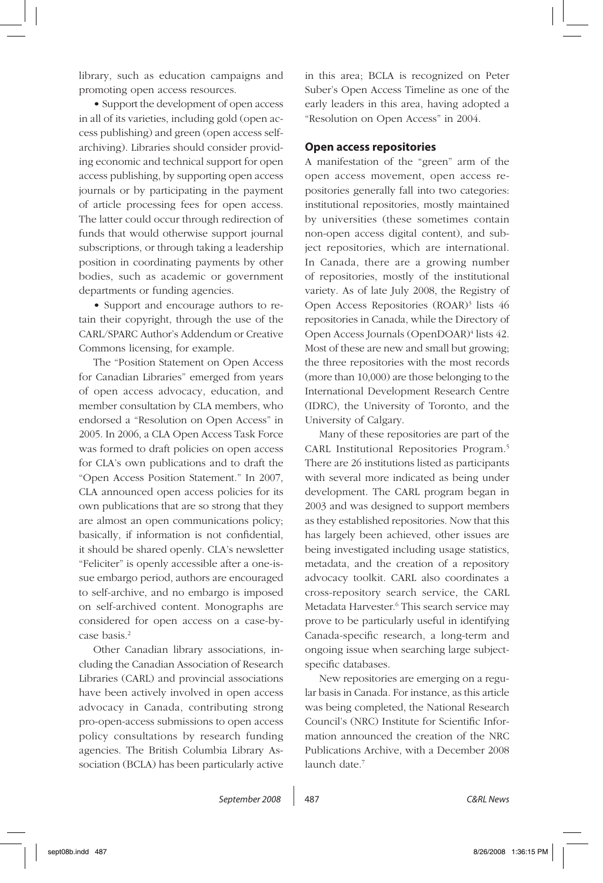library, such as education campaigns and promoting open access resources.

- Support the development of open access in all of its varieties, including gold (open access publishing) and green (open access self-archiving). Libraries should consider providing economic and technical support for open access publishing, by supporting open access journals or by participating in the payment of article processing fees for open access. The latter could occur through redirection of funds that would otherwise support journal subscriptions, or through taking a leadership position in coordinating payments by other bodies, such as academic or government departments or funding agencies.

- Support and encourage authors to retain their copyright, through the use of the CARL/SPARC Author's Addendum or Creative Commons licensing, for example.

The "Position Statement on Open Access for Canadian Libraries" emerged from years of open access advocacy, education, and member consultation by CLA members, who endorsed a "Resolution on Open Access" in 2005. In 2006, a CLA Open Access Task Force was formed to draft policies on open access for CLA's own publications and to draft the "Open Access Position Statement." In 2007, CLA announced open access policies for its own publications that are so strong that they are almost an open communications policy; basically, if information is not confidential, it should be shared openly. CLA's newsletter "Feliciter" is openly accessible after a one-issue embargo period, authors are encouraged to self-archive, and no embargo is imposed on self-archived content. Monographs are considered for open access on a case-by-case basis.[2]

Other Canadian library associations, including the Canadian Association of Research Libraries (CARL) and provincial associations have been actively involved in open access advocacy in Canada, contributing strong pro-open-access submissions to open access policy consultations by research funding agencies. The British Columbia Library Association (BCLA) has been particularly active in this area; BCLA is recognized on Peter Suber's Open Access Timeline as one of the early leaders in this area, having adopted a "Resolution on Open Access" in 2004.

## Open access repositories

A manifestation of the "green" arm of the open access movement, open access repositories generally fall into two categories: institutional repositories, mostly maintained by universities (these sometimes contain non-open access digital content), and subject repositories, which are international. In Canada, there are a growing number of repositories, mostly of the institutional variety. As of late July 2008, the Registry of Open Access Repositories (ROAR)[3] lists 46 repositories in Canada, while the Directory of Open Access Journals (OpenDOAR)[4] lists 42. Most of these are new and small but growing; the three repositories with the most records (more than 10,000) are those belonging to the International Development Research Centre (IDRC), the University of Toronto, and the University of Calgary.

Many of these repositories are part of the CARL Institutional Repositories Program.[5] There are 26 institutions listed as participants with several more indicated as being under development. The CARL program began in 2003 and was designed to support members as they established repositories. Now that this has largely been achieved, other issues are being investigated including usage statistics, metadata, and the creation of a repository advocacy toolkit. CARL also coordinates a cross-repository search service, the CARL Metadata Harvester.[6] This search service may prove to be particularly useful in identifying Canada-specific research, a long-term and ongoing issue when searching large subject-specific databases.

New repositories are emerging on a regular basis in Canada. For instance, as this article was being completed, the National Research Council's (NRC) Institute for Scientific Information announced the creation of the NRC Publications Archive, with a December 2008 launch date.[7]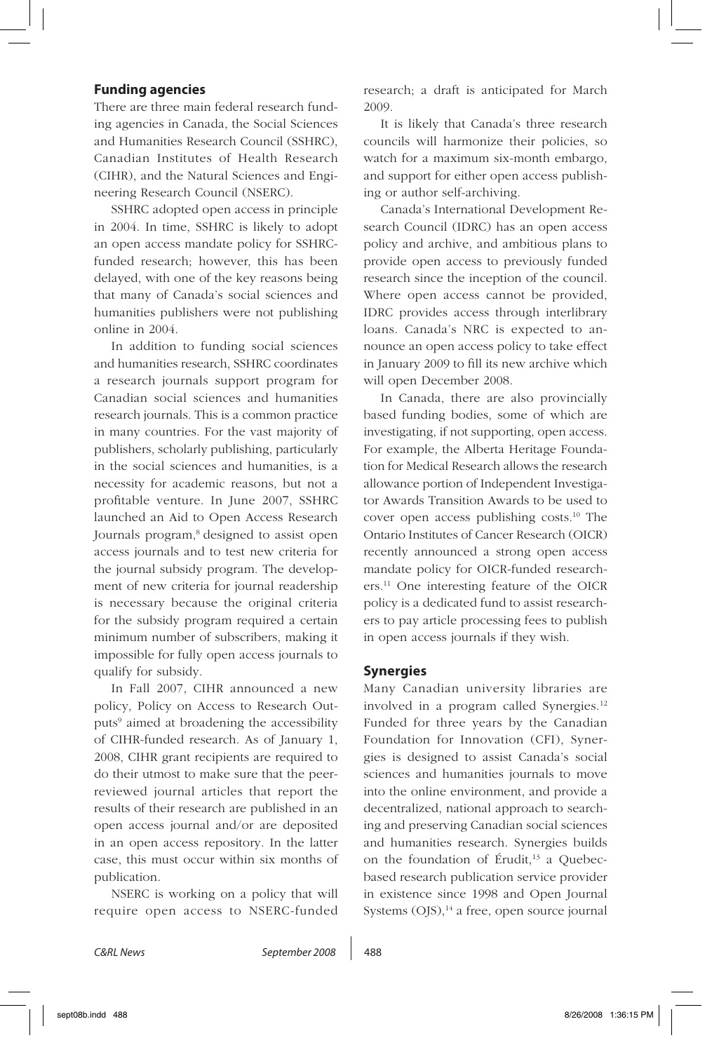## Funding agencies

There are three main federal research funding agencies in Canada, the Social Sciences and Humanities Research Council (SSHRC), Canadian Institutes of Health Research (CIHR), and the Natural Sciences and Engineering Research Council (NSERC).

SSHRC adopted open access in principle in 2004. In time, SSHRC is likely to adopt an open access mandate policy for SSHRC-funded research; however, this has been delayed, with one of the key reasons being that many of Canada's social sciences and humanities publishers were not publishing online in 2004.

In addition to funding social sciences and humanities research, SSHRC coordinates a research journals support program for Canadian social sciences and humanities research journals. This is a common practice in many countries. For the vast majority of publishers, scholarly publishing, particularly in the social sciences and humanities, is a necessity for academic reasons, but not a profitable venture. In June 2007, SSHRC launched an Aid to Open Access Research Journals program,[8] designed to assist open access journals and to test new criteria for the journal subsidy program. The development of new criteria for journal readership is necessary because the original criteria for the subsidy program required a certain minimum number of subscribers, making it impossible for fully open access journals to qualify for subsidy.

In Fall 2007, CIHR announced a new policy, Policy on Access to Research Outputs[9] aimed at broadening the accessibility of CIHR-funded research. As of January 1, 2008, CIHR grant recipients are required to do their utmost to make sure that the peer-reviewed journal articles that report the results of their research are published in an open access journal and/or are deposited in an open access repository. In the latter case, this must occur within six months of publication.

NSERC is working on a policy that will require open access to NSERC-funded research; a draft is anticipated for March 2009.

It is likely that Canada's three research councils will harmonize their policies, so watch for a maximum six-month embargo, and support for either open access publishing or author self-archiving.

Canada's International Development Research Council (IDRC) has an open access policy and archive, and ambitious plans to provide open access to previously funded research since the inception of the council. Where open access cannot be provided, IDRC provides access through interlibrary loans. Canada's NRC is expected to announce an open access policy to take effect in January 2009 to fill its new archive which will open December 2008.

In Canada, there are also provincially based funding bodies, some of which are investigating, if not supporting, open access. For example, the Alberta Heritage Foundation for Medical Research allows the research allowance portion of Independent Investigator Awards Transition Awards to be used to cover open access publishing costs.[10] The Ontario Institutes of Cancer Research (OICR) recently announced a strong open access mandate policy for OICR-funded researchers.[11] One interesting feature of the OICR policy is a dedicated fund to assist researchers to pay article processing fees to publish in open access journals if they wish.

## Synergies

Many Canadian university libraries are involved in a program called Synergies.[12] Funded for three years by the Canadian Foundation for Innovation (CFI), Synergies is designed to assist Canada's social sciences and humanities journals to move into the online environment, and provide a decentralized, national approach to searching and preserving Canadian social sciences and humanities research. Synergies builds on the foundation of Érudit,[13] a Quebec-based research publication service provider in existence since 1998 and Open Journal Systems (OJS),[14] a free, open source journal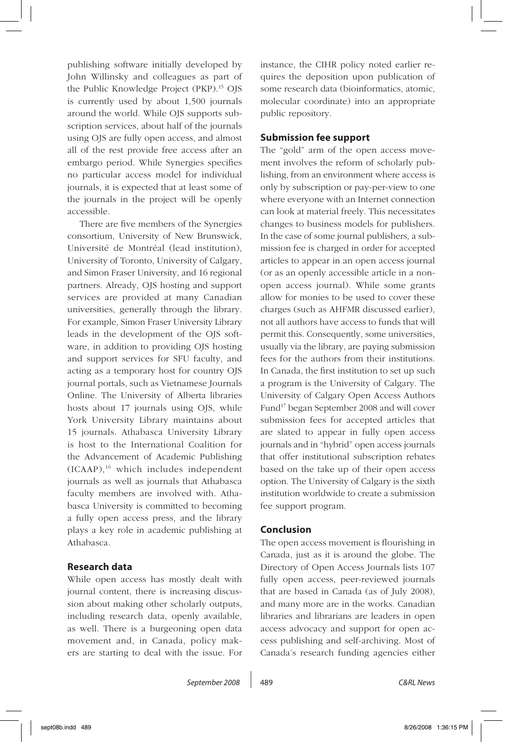publishing software initially developed by John Willinsky and colleagues as part of the Public Knowledge Project (PKP).[15] OJS is currently used by about 1,500 journals around the world. While OJS supports subscription services, about half of the journals using OJS are fully open access, and almost all of the rest provide free access after an embargo period. While Synergies specifies no particular access model for individual journals, it is expected that at least some of the journals in the project will be openly accessible.

There are five members of the Synergies consortium, University of New Brunswick, Université de Montréal (lead institution), University of Toronto, University of Calgary, and Simon Fraser University, and 16 regional partners. Already, OJS hosting and support services are provided at many Canadian universities, generally through the library. For example, Simon Fraser University Library leads in the development of the OJS software, in addition to providing OJS hosting and support services for SFU faculty, and acting as a temporary host for country OJS journal portals, such as Vietnamese Journals Online. The University of Alberta libraries hosts about 17 journals using OJS, while York University Library maintains about 15 journals. Athabasca University Library is host to the International Coalition for the Advancement of Academic Publishing (ICAAP),[16] which includes independent journals as well as journals that Athabasca faculty members are involved with. Athabasca University is committed to becoming a fully open access press, and the library plays a key role in academic publishing at Athabasca.

## Research data

While open access has mostly dealt with journal content, there is increasing discussion about making other scholarly outputs, including research data, openly available, as well. There is a burgeoning open data movement and, in Canada, policy makers are starting to deal with the issue. For instance, the CIHR policy noted earlier requires the deposition upon publication of some research data (bioinformatics, atomic, molecular coordinate) into an appropriate public repository.

## Submission fee support

The "gold" arm of the open access movement involves the reform of scholarly publishing, from an environment where access is only by subscription or pay-per-view to one where everyone with an Internet connection can look at material freely. This necessitates changes to business models for publishers. In the case of some journal publishers, a submission fee is charged in order for accepted articles to appear in an open access journal (or as an openly accessible article in a non-open access journal). While some grants allow for monies to be used to cover these charges (such as AHFMR discussed earlier), not all authors have access to funds that will permit this. Consequently, some universities, usually via the library, are paying submission fees for the authors from their institutions. In Canada, the first institution to set up such a program is the University of Calgary. The University of Calgary Open Access Authors Fund[17] began September 2008 and will cover submission fees for accepted articles that are slated to appear in fully open access journals and in "hybrid" open access journals that offer institutional subscription rebates based on the take up of their open access option. The University of Calgary is the sixth institution worldwide to create a submission fee support program.

## Conclusion

The open access movement is flourishing in Canada, just as it is around the globe. The Directory of Open Access Journals lists 107 fully open access, peer-reviewed journals that are based in Canada (as of July 2008), and many more are in the works. Canadian libraries and librarians are leaders in open access advocacy and support for open access publishing and self-archiving. Most of Canada's research funding agencies either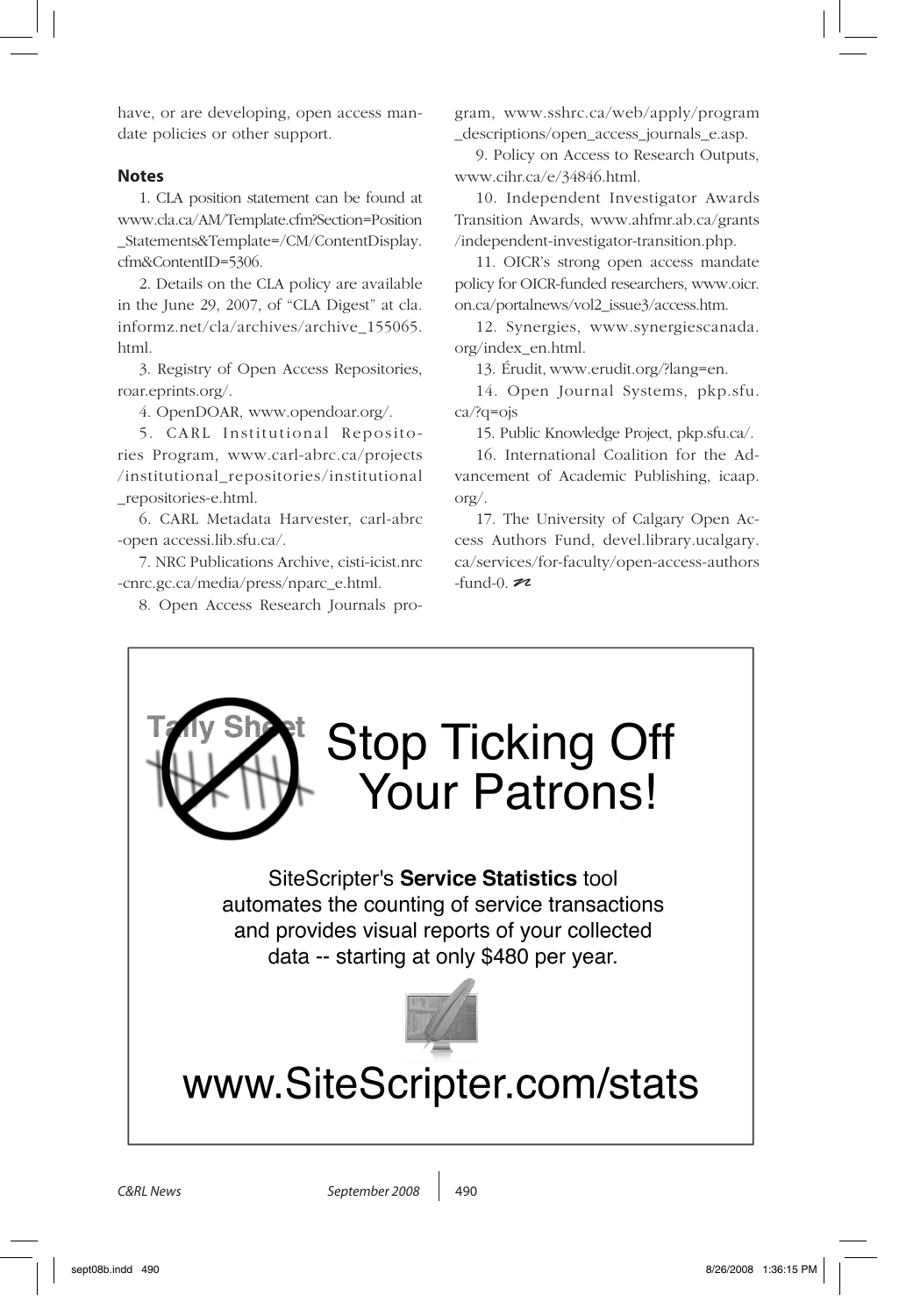have, or are developing, open access mandate policies or other support.

### Notes

1. CLA position statement can be found at www.cla.ca/AM/Template.cfm?Section=Position_Statements&Template=/CM/ContentDisplay.cfm&ContentID=5306.

2. Details on the CLA policy are available in the June 29, 2007, of "CLA Digest" at cla.informz.net/cla/archives/archive_155065.html.

3. Registry of Open Access Repositories, roar.eprints.org/.

4. OpenDOAR, www.opendoar.org/.

5. CARL Institutional Repositories Program, www.carl-abrc.ca/projects/institutional_repositories/institutional_repositories-e.html.

6. CARL Metadata Harvester, carl-abrc-open accessi.lib.sfu.ca/.

7. NRC Publications Archive, cisti-icist.nrc-cnrc.gc.ca/media/press/nparc_e.html.

8. Open Access Research Journals program, www.sshrc.ca/web/apply/program_descriptions/open_access_journals_e.asp.

9. Policy on Access to Research Outputs, www.cihr.ca/e/34846.html.

10. Independent Investigator Awards Transition Awards, www.ahfmr.ab.ca/grants/independent-investigator-transition.php.

11. OICR's strong open access mandate policy for OICR-funded researchers, www.oicr.on.ca/portalnews/vol2_issue3/access.htm.

12. Synergies, www.synergiescanada.org/index_en.html.

13. Érudit, www.erudit.org/?lang=en.

14. Open Journal Systems, pkp.sfu.ca/?q=ojs

15. Public Knowledge Project, pkp.sfu.ca/.

16. International Coalition for the Advancement of Academic Publishing, icaap.org/.

17. The University of Calgary Open Access Authors Fund, devel.library.ucalgary.ca/services/for-faculty/open-access-authors-fund-0.

Tally Sheet

Stop Ticking Off Your Patrons!

SiteScripter's **Service Statistics** tool automates the counting of service transactions and provides visual reports of your collected data -- starting at only $480 per year.

www.SiteScripter.com/stats